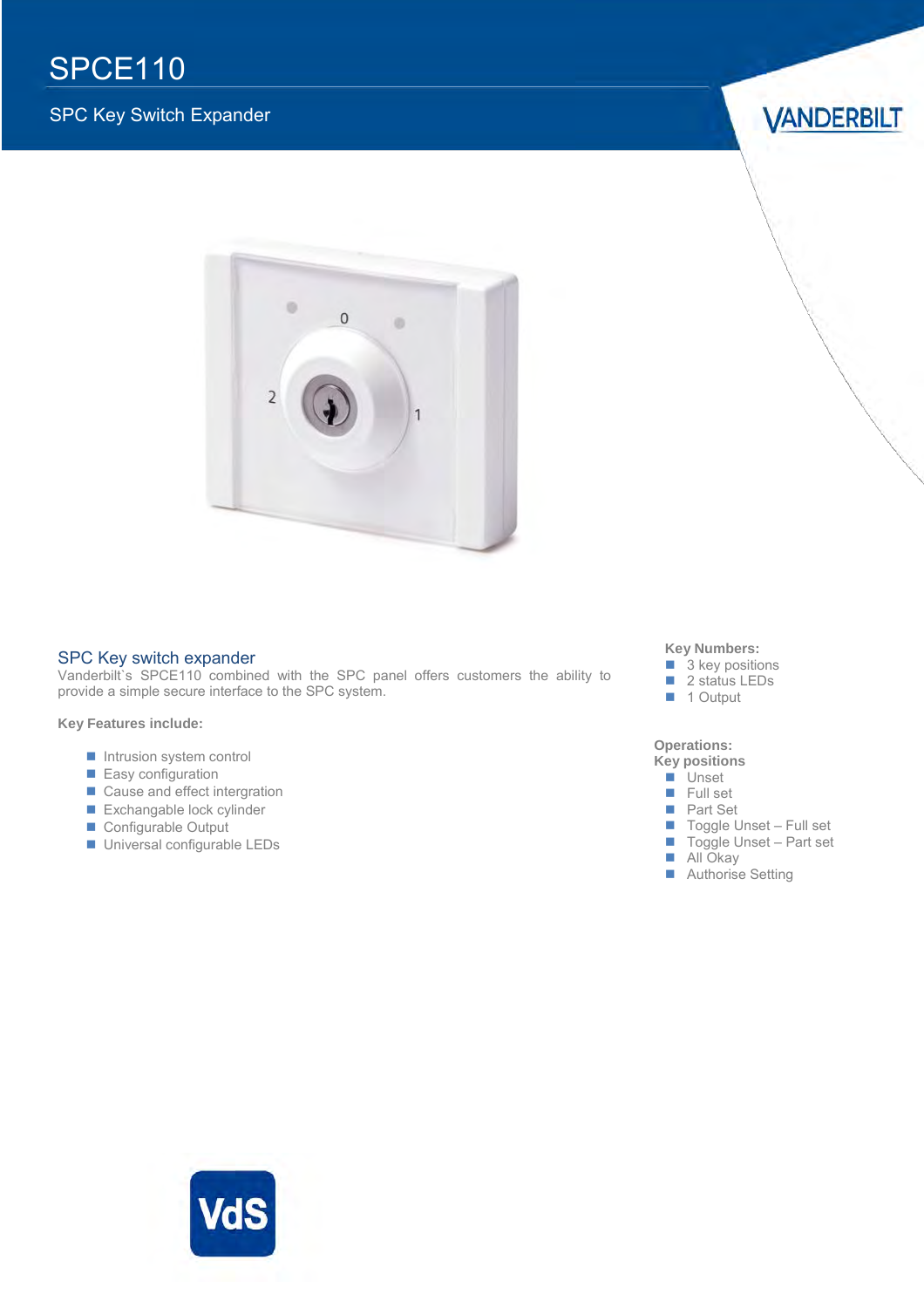# SPCE110

## SPC Key Switch Expander

VANDERBILT

### SPC Key switch expander

Vanderbilt`s SPCE110 combined with the SPC panel offers customers the ability to provide a simple secure interface to the SPC system.

**Key Features include:**

- Intrusion system control
- Easy configuration
- Cause and effect intergration
- Exchangable lock cylinder
- Configurable Output
- Universal configurable LEDs

**Key Numbers:**

- 3 key positions
- 2 status LEDs
- 1 Output

**Operations:**

**Key positions**

- Unset
- Full set
- Part Set
- Toggle Unset – Full set
- Toggle Unset – Part set
- All Okay
- Authorise Setting

VdS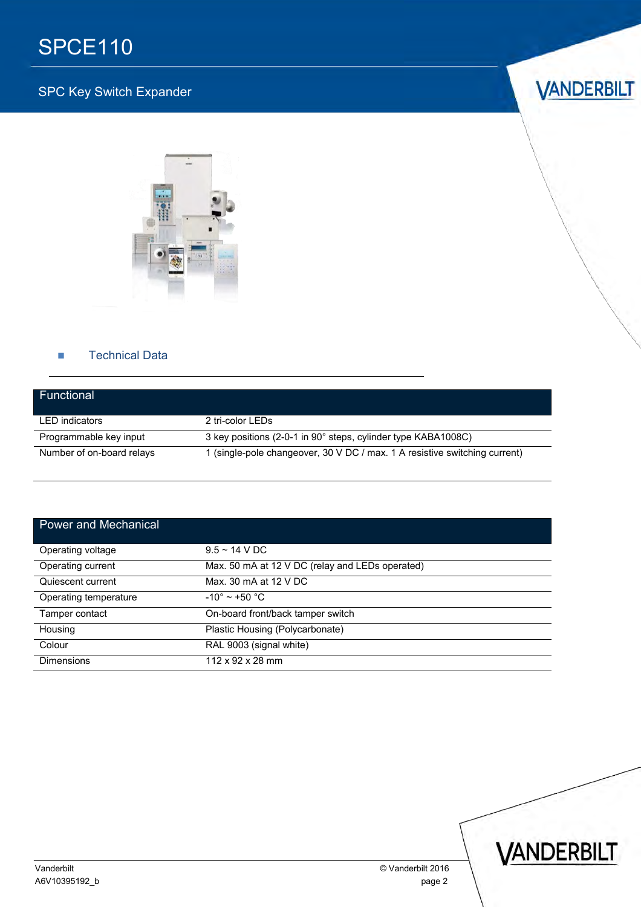# SPCE110

SPC Key Switch Expander

## Technical Data

| Functional | |
|---|---|
| LED indicators | 2 tri-color LEDs |
| Programmable key input | 3 key positions (2-0-1 in 90° steps, cylinder type KABA1008C) |
| Number of on-board relays | 1 (single-pole changeover, 30 V DC / max. 1 A resistive switching current) |

| Power and Mechanical | |
|---|---|
| Operating voltage | 9.5 ~ 14 V DC |
| Operating current | Max. 50 mA at 12 V DC (relay and LEDs operated) |
| Quiescent current | Max. 30 mA at 12 V DC |
| Operating temperature | -10° ~ +50 °C |
| Tamper contact | On-board front/back tamper switch |
| Housing | Plastic Housing (Polycarbonate) |
| Colour | RAL 9003 (signal white) |
| Dimensions | 112 x 92 x 28 mm |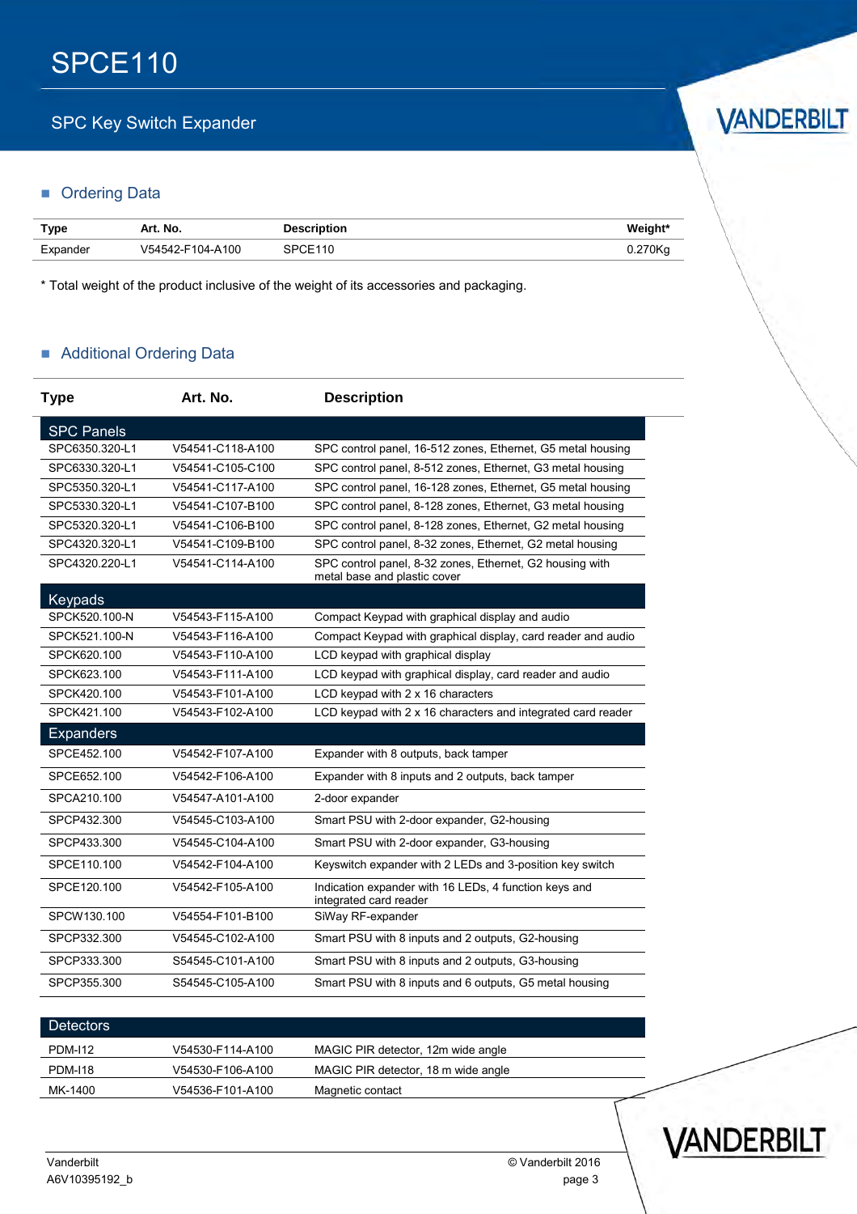# SPCE110

SPC Key Switch Expander

## Ordering Data

| Type | Art. No. | Description | Weight* |
|---|---|---|---|
| Expander | V54542-F104-A100 | SPCE110 | 0.270Kg |

* Total weight of the product inclusive of the weight of its accessories and packaging.

## Additional Ordering Data

| Type | Art. No. | Description |
|---|---|---|
| **SPC Panels** | | |
| SPC6350.320-L1 | V54541-C118-A100 | SPC control panel, 16-512 zones, Ethernet, G5 metal housing |
| SPC6330.320-L1 | V54541-C105-C100 | SPC control panel, 8-512 zones, Ethernet, G3 metal housing |
| SPC5350.320-L1 | V54541-C117-A100 | SPC control panel, 16-128 zones, Ethernet, G5 metal housing |
| SPC5330.320-L1 | V54541-C107-B100 | SPC control panel, 8-128 zones, Ethernet, G3 metal housing |
| SPC5320.320-L1 | V54541-C106-B100 | SPC control panel, 8-128 zones, Ethernet, G2 metal housing |
| SPC4320.320-L1 | V54541-C109-B100 | SPC control panel, 8-32 zones, Ethernet, G2 metal housing |
| SPC4320.220-L1 | V54541-C114-A100 | SPC control panel, 8-32 zones, Ethernet, G2 housing with metal base and plastic cover |
| **Keypads** | | |
| SPCK520.100-N | V54543-F115-A100 | Compact Keypad with graphical display and audio |
| SPCK521.100-N | V54543-F116-A100 | Compact Keypad with graphical display, card reader and audio |
| SPCK620.100 | V54543-F110-A100 | LCD keypad with graphical display |
| SPCK623.100 | V54543-F111-A100 | LCD keypad with graphical display, card reader and audio |
| SPCK420.100 | V54543-F101-A100 | LCD keypad with 2 x 16 characters |
| SPCK421.100 | V54543-F102-A100 | LCD keypad with 2 x 16 characters and integrated card reader |
| **Expanders** | | |
| SPCE452.100 | V54542-F107-A100 | Expander with 8 outputs, back tamper |
| SPCE652.100 | V54542-F106-A100 | Expander with 8 inputs and 2 outputs, back tamper |
| SPCA210.100 | V54547-A101-A100 | 2-door expander |
| SPCP432.300 | V54545-C103-A100 | Smart PSU with 2-door expander, G2-housing |
| SPCP433.300 | V54545-C104-A100 | Smart PSU with 2-door expander, G3-housing |
| SPCE110.100 | V54542-F104-A100 | Keyswitch expander with 2 LEDs and 3-position key switch |
| SPCE120.100 | V54542-F105-A100 | Indication expander with 16 LEDs, 4 function keys and integrated card reader |
| SPCW130.100 | V54554-F101-B100 | SiWay RF-expander |
| SPCP332.300 | V54545-C102-A100 | Smart PSU with 8 inputs and 2 outputs, G2-housing |
| SPCP333.300 | S54545-C101-A100 | Smart PSU with 8 inputs and 2 outputs, G3-housing |
| SPCP355.300 | S54545-C105-A100 | Smart PSU with 8 inputs and 6 outputs, G5 metal housing |
| **Detectors** | | |
| PDM-I12 | V54530-F114-A100 | MAGIC PIR detector, 12m wide angle |
| PDM-I18 | V54530-F106-A100 | MAGIC PIR detector, 18 m wide angle |
| MK-1400 | V54536-F101-A100 | Magnetic contact |

Vanderbilt
A6V10395192_b

© Vanderbilt 2016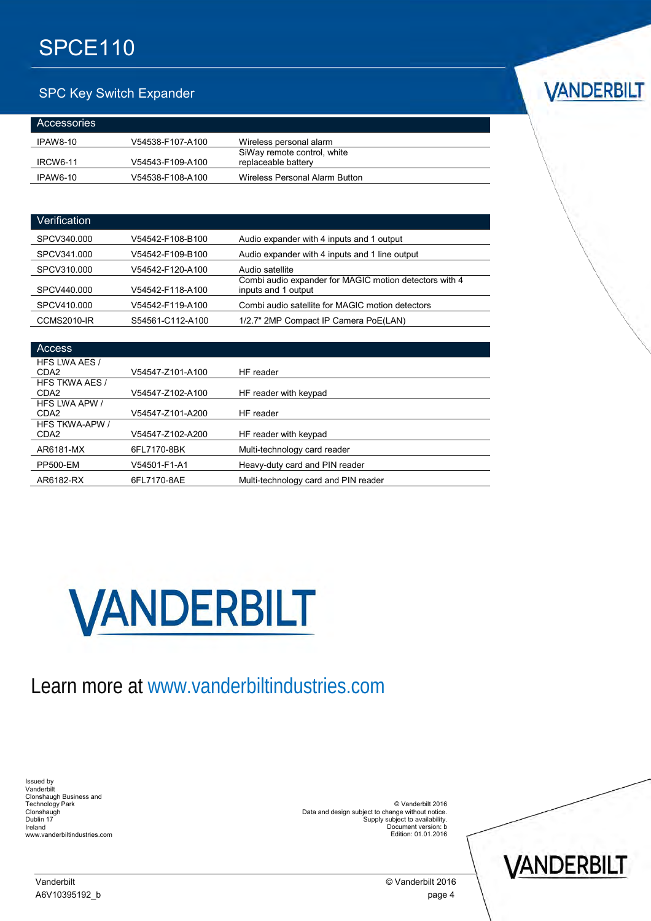| Accessories | | |
|---|---|---|
| IPAW8-10 | V54538-F107-A100 | Wireless personal alarm |
| IRCW6-11 | V54543-F109-A100 | SiWay remote control, white replaceable battery |
| IPAW6-10 | V54538-F108-A100 | Wireless Personal Alarm Button |

| Verification | | |
|---|---|---|
| SPCV340.000 | V54542-F108-B100 | Audio expander with 4 inputs and 1 output |
| SPCV341.000 | V54542-F109-B100 | Audio expander with 4 inputs and 1 line output |
| SPCV310.000 | V54542-F120-A100 | Audio satellite |
| SPCV440.000 | V54542-F118-A100 | Combi audio expander for MAGIC motion detectors with 4 inputs and 1 output |
| SPCV410.000 | V54542-F119-A100 | Combi audio satellite for MAGIC motion detectors |
| CCMS2010-IR | S54561-C112-A100 | 1/2.7" 2MP Compact IP Camera PoE(LAN) |

| Access | | |
|---|---|---|
| HFS LWA AES / CDA2 | V54547-Z101-A100 | HF reader |
| HFS TKWA AES / CDA2 | V54547-Z102-A100 | HF reader with keypad |
| HFS LWA APW / CDA2 | V54547-Z101-A200 | HF reader |
| HFS TKWA-APW / CDA2 | V54547-Z102-A200 | HF reader with keypad |
| AR6181-MX | 6FL7170-8BK | Multi-technology card reader |
| PP500-EM | V54501-F1-A1 | Heavy-duty card and PIN reader |
| AR6182-RX | 6FL7170-8AE | Multi-technology card and PIN reader |

VANDERBILT

Learn more at www.vanderbiltindustries.com

Issued by
Vanderbilt
Clonshaugh Business and Technology Park
Clonshaugh
Dublin 17
Ireland
www.vanderbiltindustries.com

© Vanderbilt 2016
Data and design subject to change without notice.
Supply subject to availability.
Document version: b
Edition: 01.01.2016